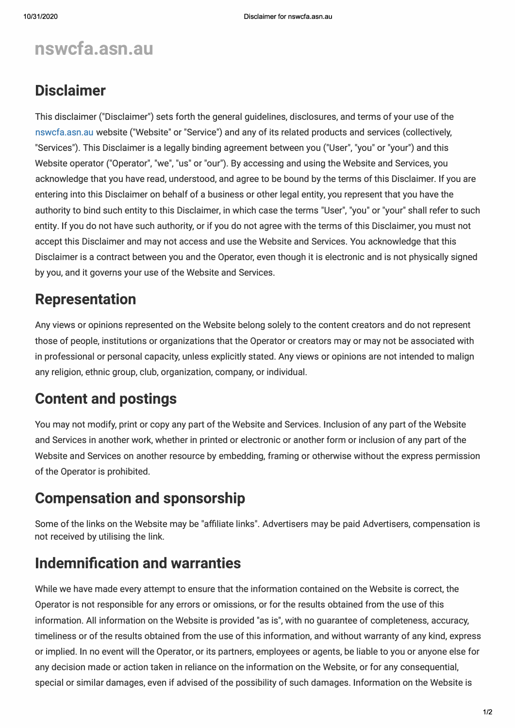# nswcfa.asn.au

## Disclaimer

This disclaimer ("Disclaimer") sets forth the general guidelines, disclosures, and terms of your use of the nswcfa.asn.au website ("Website" or "Service") and any of its related products and services (collectively, "Services"). This Disclaimer is a legally binding agreement between you ("User", "you" or "your") and this Website operator ("Operator", "we", "us" or "our"). By accessing and using the Website and Services, you acknowledge that you have read, understood, and agree to be bound by the terms of this Disclaimer. If you are entering into this Disclaimer on behalf of a business or other legal entity, you represent that you have the authority to bind such entity to this Disclaimer, in which case the terms "User", "you" or "your" shall refer to such entity. If you do not have such authority, or if you do not agree with the terms of this Disclaimer, you must not accept this Disclaimer and may not access and use the Website and Services. You acknowledge that this Disclaimer is a contract between you and the Operator, even though it is electronic and is not physically signed by you, and it governs your use of the Website and Services.

## Representation

Any views or opinions represented on the Website belong solely to the content creators and do not represent those of people, institutions or organizations that the Operator or creators may or may not be associated with in professional or personal capacity, unless explicitly stated. Any views or opinions are not intended to malign any religion, ethnic group, club, organization, company, or individual.

## Content and postings

You may not modify, print or copy any part of the Website and Services. Inclusion of any part of the Website and Services in another work, whether in printed or electronic or another form or inclusion of any part of the Website and Services on another resource by embedding, framing or otherwise without the express permission of the Operator is prohibited.

## Compensation and sponsorship

Some of the links on the Website may be "affiliate links". Advertisers may be paid Advertisers, compensation is not received by utilising the link.

## Indemnification and warranties

While we have made every attempt to ensure that the information contained on the Website is correct, the Operator is not responsible for any errors or omissions, or for the results obtained from the use of this information. All information on the Website is provided "as is", with no guarantee of completeness, accuracy, timeliness or of the results obtained from the use of this information, and without warranty of any kind, express or implied. In no event will the Operator, or its partners, employees or agents, be liable to you or anyone else for any decision made or action taken in reliance on the information on the Website, or for any consequential, special or similar damages, even if advised of the possibility of such damages. Information on the Website is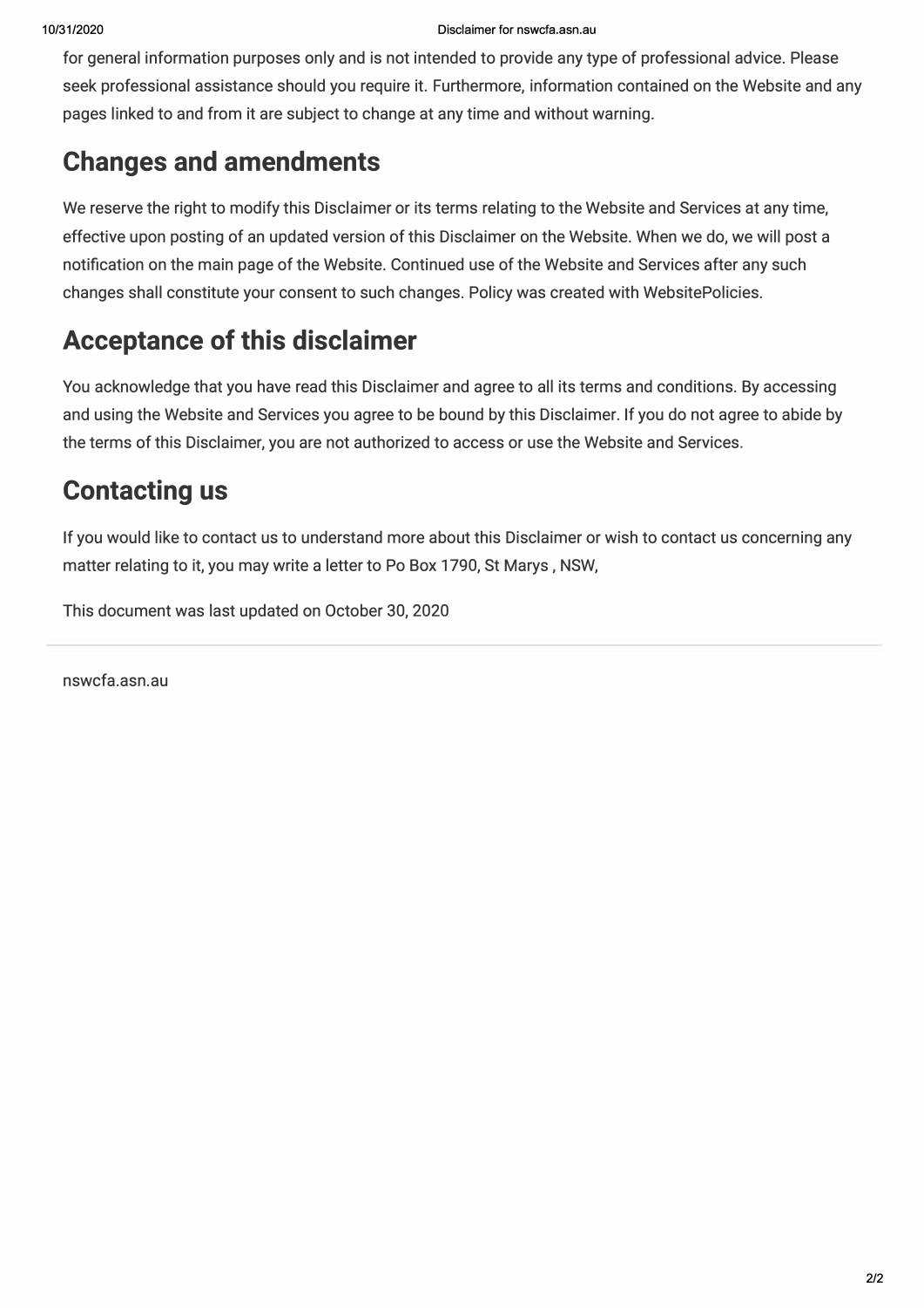for general information purposes only and is not intended to provide any type of professional advice. Please seek professional assistance should you require it. Furthermore, information contained on the Website and any pages linked to and from it are subject to change at any time and without warning.

## Changes and amendments

We reserve the right to modify this Disclaimer or its terms relating to the Website and Services at any time, effective upon posting of an updated version of this Disclaimer on the Website. When we do, we will post a notification on the main page of the Website. Continued use of the Website and Services after any such changes shall constitute your consent to such changes. Policy was created with WebsitePolicies.

## Acceptance of this disclaimer

You acknowledge that you have read this Disclaimer and agree to all its terms and conditions. By accessing and using the Website and Services you agree to be bound by this Disclaimer. If you do not agree to abide by the terms of this Disclaimer, you are not authorized to access or use the Website and Services.

## Contacting us

If you would like to contact us to understand more about this Disclaimer or wish to contact us concerning any matter relating to it, you may write a letter to Po Box 1790, St Marys , NSW,

This document was last updated on October 30, 2020

---

nswcfa.asn.au